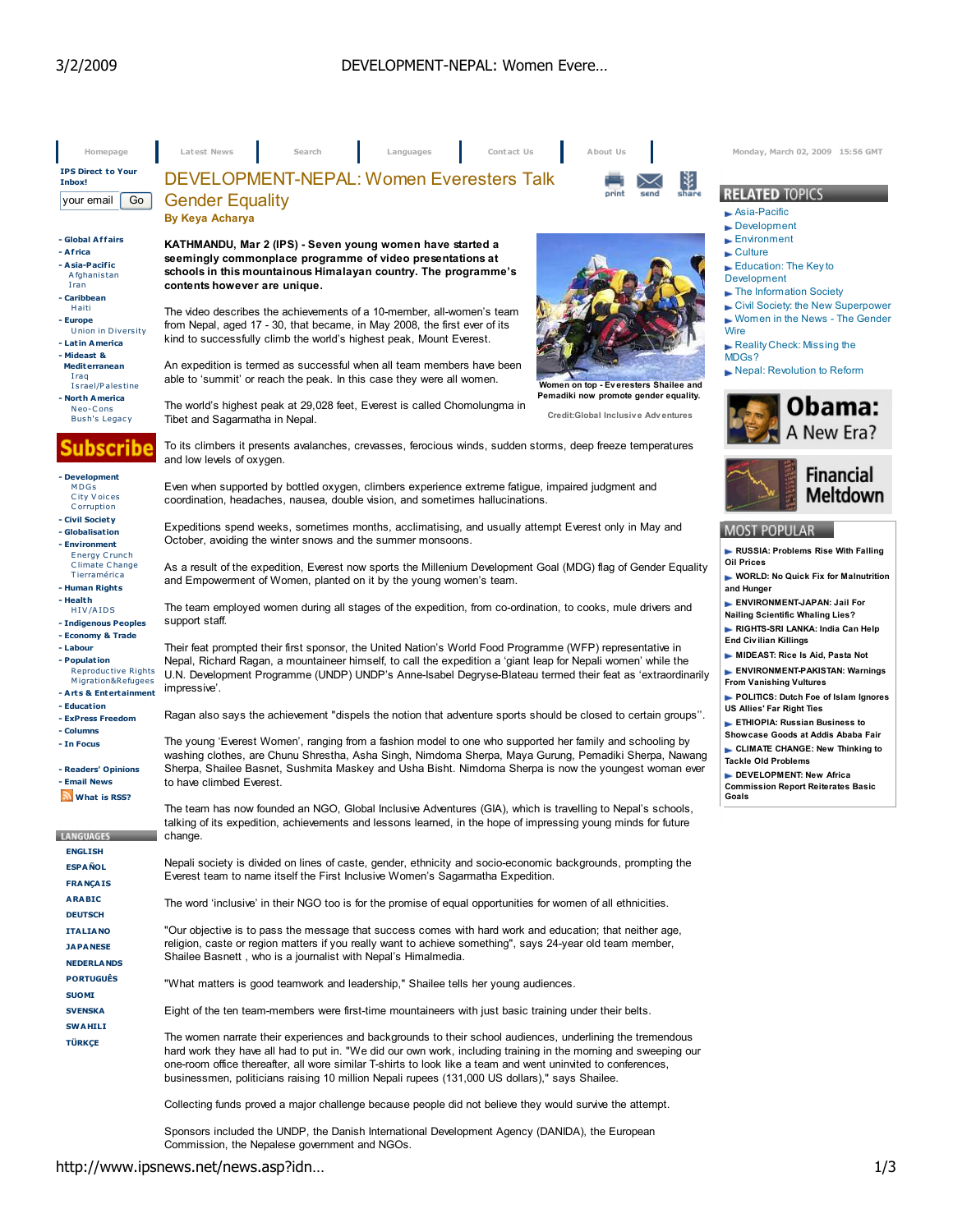# DEVELOPMENT-NEPAL: Women Everesters Talk Gender Equality

**By Keya Acharya**

**KATHMANDU, Mar 2 (IPS) - Seven young women have started a seemingly commonplace programme of video presentations at schools in this mountainous Himalayan country. The programme's contents however are unique.**

The video describes the achievements of a 10-member, all-women's team from Nepal, aged 17 - 30, that became, in May 2008, the first ever of its kind to successfully climb the world's highest peak, Mount Everest.

An expedition is termed as successful when all team members have been able to 'summit' or reach the peak. In this case they were all women.

Women on top - Everesters Shailee and Pemadiki now promote gender equality.

Credit:Global Inclusive Adventures

The world's highest peak at 29,028 feet, Everest is called Chomolungma in Tibet and Sagarmatha in Nepal.

To its climbers it presents avalanches, crevasses, ferocious winds, sudden storms, deep freeze temperatures and low levels of oxygen.

Even when supported by bottled oxygen, climbers experience extreme fatigue, impaired judgment and coordination, headaches, nausea, double vision, and sometimes hallucinations.

Expeditions spend weeks, sometimes months, acclimatising, and usually attempt Everest only in May and October, avoiding the winter snows and the summer monsoons.

As a result of the expedition, Everest now sports the Millenium Development Goal (MDG) flag of Gender Equality and Empowerment of Women, planted on it by the young women's team.

The team employed women during all stages of the expedition, from co-ordination, to cooks, mule drivers and support staff.

Their feat prompted their first sponsor, the United Nation's World Food Programme (WFP) representative in Nepal, Richard Ragan, a mountaineer himself, to call the expedition a 'giant leap for Nepali women' while the U.N. Development Programme (UNDP) UNDP's Anne-Isabel Degryse-Blateau termed their feat as 'extraordinarily impressive'.

Ragan also says the achievement "dispels the notion that adventure sports should be closed to certain groups".

The young 'Everest Women', ranging from a fashion model to one who supported her family and schooling by washing clothes, are Chunu Shrestha, Asha Singh, Nimdoma Sherpa, Maya Gurung, Pemadiki Sherpa, Nawang Sherpa, Shailee Basnet, Sushmita Maskey and Usha Bisht. Nimdoma Sherpa is now the youngest woman ever to have climbed Everest.

The team has now founded an NGO, Global Inclusive Adventures (GIA), which is travelling to Nepal's schools, talking of its expedition, achievements and lessons learned, in the hope of impressing young minds for future change.

Nepali society is divided on lines of caste, gender, ethnicity and socio-economic backgrounds, prompting the Everest team to name itself the First Inclusive Women's Sagarmatha Expedition.

The word 'inclusive' in their NGO too is for the promise of equal opportunities for women of all ethnicities.

"Our objective is to pass the message that success comes with hard work and education; that neither age, religion, caste or region matters if you really want to achieve something", says 24-year old team member, Shailee Basnett, who is a journalist with Nepal's Himalmedia.

"What matters is good teamwork and leadership," Shailee tells her young audiences.

Eight of the ten team-members were first-time mountaineers with just basic training under their belts.

The women narrate their experiences and backgrounds to their school audiences, underlining the tremendous hard work they have all had to put in. "We did our own work, including training in the morning and sweeping our one-room office thereafter, all wore similar T-shirts to look like a team and went uninvited to conferences, businessmen, politicians raising 10 million Nepali rupees (131,000 US dollars)," says Shailee.

Collecting funds proved a major challenge because people did not believe they would survive the attempt.

Sponsors included the UNDP, the Danish International Development Agency (DANIDA), the European Commission, the Nepalese government and NGOs.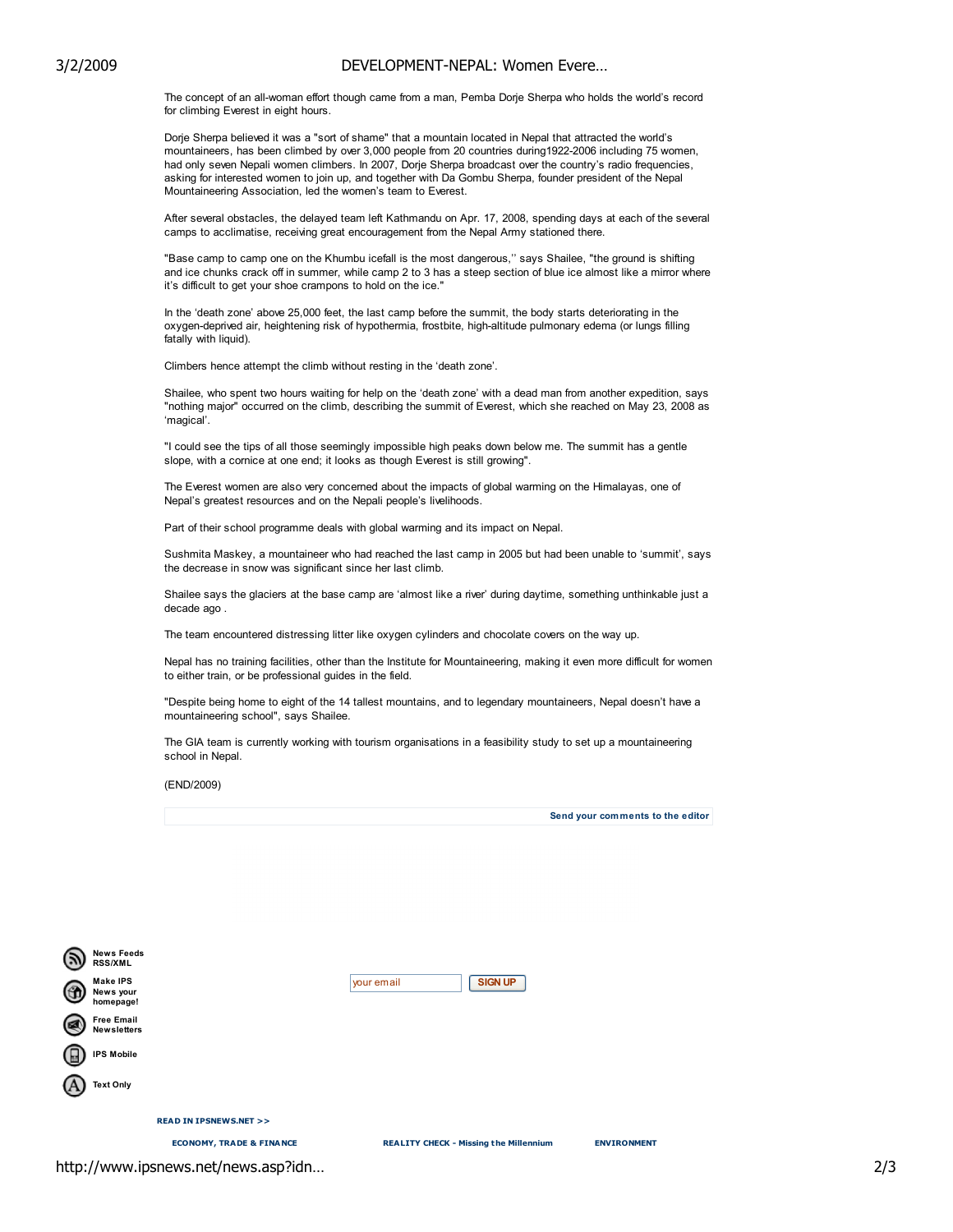The concept of an all-woman effort though came from a man, Pemba Dorje Sherpa who holds the world's record for climbing Everest in eight hours.

Dorje Sherpa believed it was a "sort of shame" that a mountain located in Nepal that attracted the world's mountaineers, has been climbed by over 3,000 people from 20 countries during1922-2006 including 75 women, had only seven Nepali women climbers. In 2007, Dorje Sherpa broadcast over the country's radio frequencies, asking for interested women to join up, and together with Da Gombu Sherpa, founder president of the Nepal Mountaineering Association, led the women's team to Everest.

After several obstacles, the delayed team left Kathmandu on Apr. 17, 2008, spending days at each of the several camps to acclimatise, receiving great encouragement from the Nepal Army stationed there.

"Base camp to camp one on the Khumbu icefall is the most dangerous,'' says Shailee, "the ground is shifting and ice chunks crack off in summer, while camp 2 to 3 has a steep section of blue ice almost like a mirror where it's difficult to get your shoe crampons to hold on the ice."

In the 'death zone' above 25,000 feet, the last camp before the summit, the body starts deteriorating in the oxygen-deprived air, heightening risk of hypothermia, frostbite, high-altitude pulmonary edema (or lungs filling fatally with liquid).

Climbers hence attempt the climb without resting in the 'death zone'.

Shailee, who spent two hours waiting for help on the 'death zone' with a dead man from another expedition, says "nothing major" occurred on the climb, describing the summit of Everest, which she reached on May 23, 2008 as 'magical'.

"I could see the tips of all those seemingly impossible high peaks down below me. The summit has a gentle slope, with a cornice at one end; it looks as though Everest is still growing".

The Everest women are also very concerned about the impacts of global warming on the Himalayas, one of Nepal's greatest resources and on the Nepali people's livelihoods.

Part of their school programme deals with global warming and its impact on Nepal.

Sushmita Maskey, a mountaineer who had reached the last camp in 2005 but had been unable to 'summit', says the decrease in snow was significant since her last climb.

Shailee says the glaciers at the base camp are 'almost like a river' during daytime, something unthinkable just a decade ago .

The team encountered distressing litter like oxygen cylinders and chocolate covers on the way up.

Nepal has no training facilities, other than the Institute for Mountaineering, making it even more difficult for women to either train, or be professional guides in the field.

"Despite being home to eight of the 14 tallest mountains, and to legendary mountaineers, Nepal doesn't have a mountaineering school", says Shailee.

The GIA team is currently working with tourism organisations in a feasibility study to set up a mountaineering school in Nepal.

(END/2009)

**Send your comments to the editor**

**News Feeds RSS/XML**

**Make IPS News your homepage!**

**Free Email Newsletters**

**IPS Mobile**

**Text Only**

your email SIGN UP

**READ IN IPSNEWS.NET >>**

**ECONOMY, TRADE & FINANCE** **REALITY CHECK - Missing the Millennium** **ENVIRONMENT**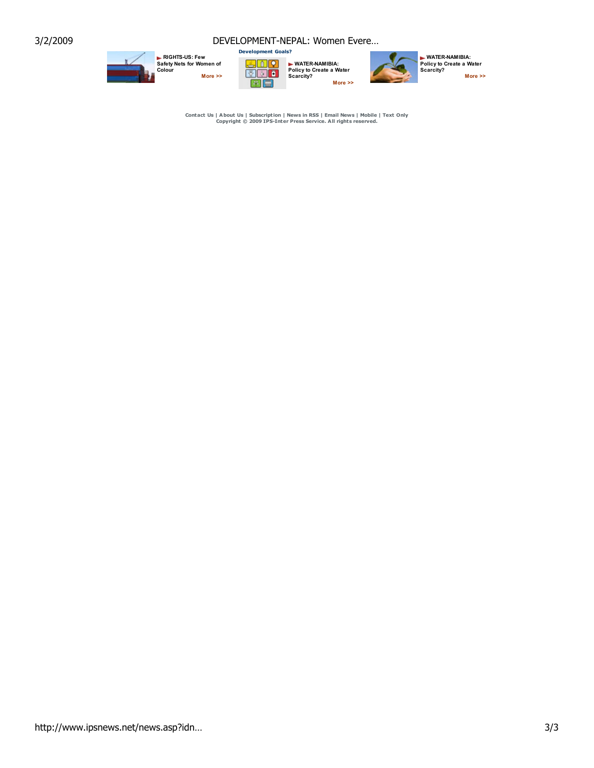RIGHTS-US: Few Safety Nets for Women of Colour

More >>

Development Goals?

WATER-NAMIBIA: Policy to Create a Water Scarcity?

More >>

WATER-NAMIBIA: Policy to Create a Water Scarcity?

More >>

Contact Us | About Us | Subscription | News in RSS | Email News | Mobile | Text Only

Copyright © 2009 IPS-Inter Press Service. All rights reserved.